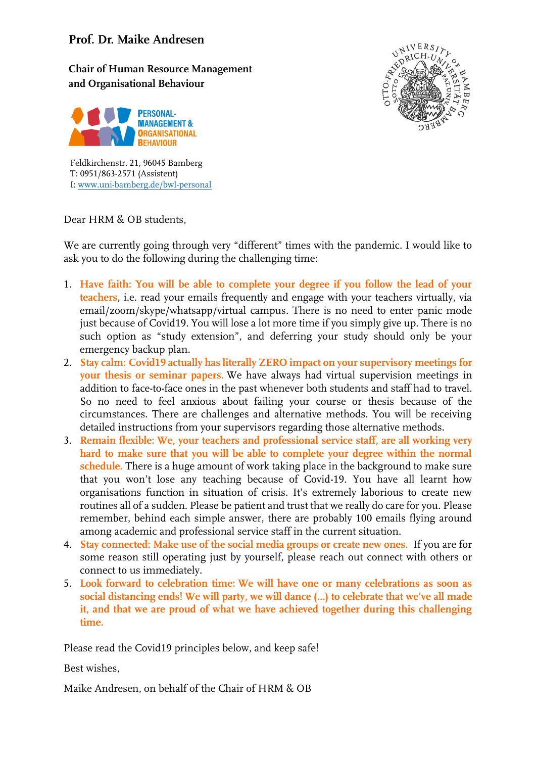**Prof. Dr. Maike Andresen**

**Chair of Human Resource Management and Organisational Behaviour**

PERSONAL-MANAGEMENT & ORGANISATIONAL BEHAVIOUR

Feldkirchenstr. 21, 96045 Bamberg
T: 0951/863-2571 (Assistent)
I: www.uni-bamberg.de/bwl-personal

Dear HRM & OB students,

We are currently going through very "different" times with the pandemic. I would like to ask you to do the following during the challenging time:

1. **Have faith: You will be able to complete your degree if you follow the lead of your teachers**, i.e. read your emails frequently and engage with your teachers virtually, via email/zoom/skype/whatsapp/virtual campus. There is no need to enter panic mode just because of Covid19. You will lose a lot more time if you simply give up. There is no such option as "study extension", and deferring your study should only be your emergency backup plan.
2. **Stay calm: Covid19 actually has literally ZERO impact on your supervisory meetings for your thesis or seminar papers.** We have always had virtual supervision meetings in addition to face-to-face ones in the past whenever both students and staff had to travel. So no need to feel anxious about failing your course or thesis because of the circumstances. There are challenges and alternative methods. You will be receiving detailed instructions from your supervisors regarding those alternative methods.
3. **Remain flexible: We, your teachers and professional service staff, are all working very hard to make sure that you will be able to complete your degree within the normal schedule.** There is a huge amount of work taking place in the background to make sure that you won't lose any teaching because of Covid-19. You have all learnt how organisations function in situation of crisis. It's extremely laborious to create new routines all of a sudden. Please be patient and trust that we really do care for you. Please remember, behind each simple answer, there are probably 100 emails flying around among academic and professional service staff in the current situation.
4. **Stay connected: Make use of the social media groups or create new ones.** If you are for some reason still operating just by yourself, please reach out connect with others or connect to us immediately.
5. **Look forward to celebration time: We will have one or many celebrations as soon as social distancing ends! We will party, we will dance (...) to celebrate that we've all made it, and that we are proud of what we have achieved together during this challenging time.**

Please read the Covid19 principles below, and keep safe!

Best wishes,

Maike Andresen, on behalf of the Chair of HRM & OB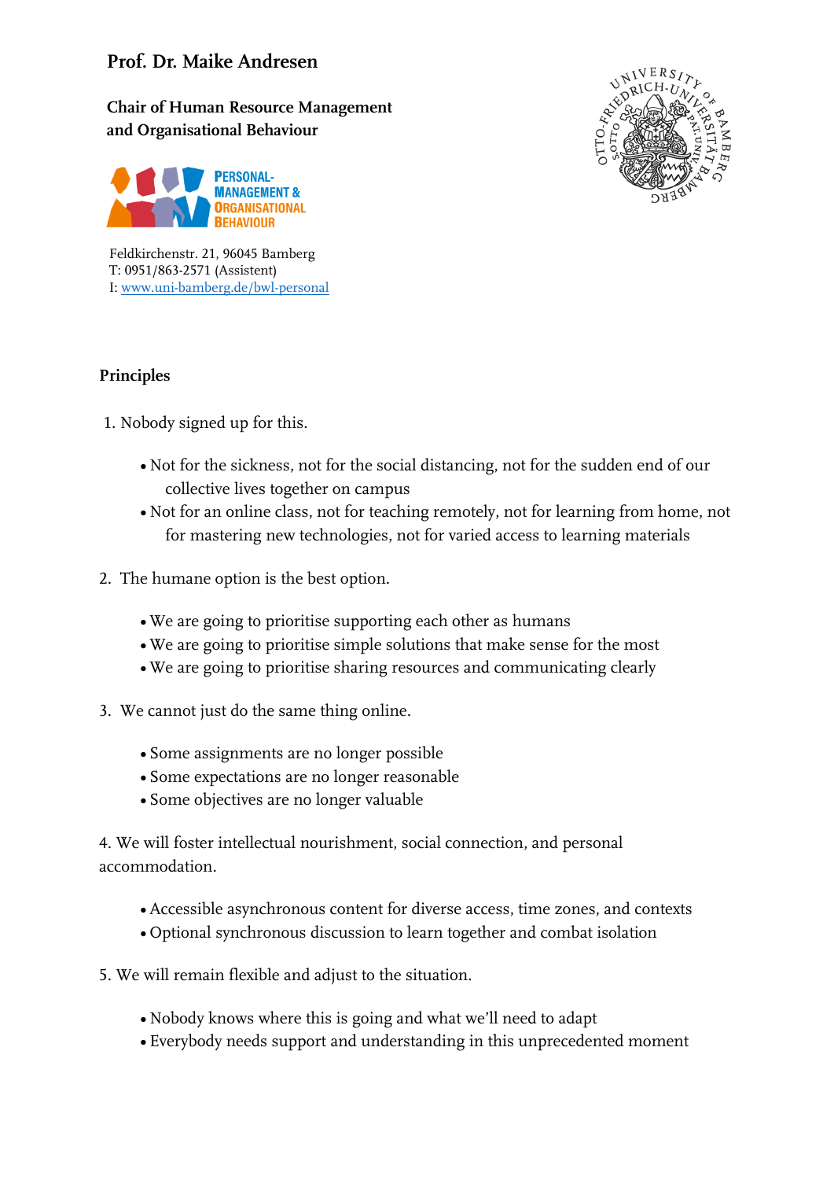**Prof. Dr. Maike Andresen**

**Chair of Human Resource Management and Organisational Behaviour**

PERSONAL-MANAGEMENT & ORGANISATIONAL BEHAVIOUR

Feldkirchenstr. 21, 96045 Bamberg
T: 0951/863-2571 (Assistent)
I: www.uni-bamberg.de/bwl-personal

## Principles

1. Nobody signed up for this.
   - Not for the sickness, not for the social distancing, not for the sudden end of our collective lives together on campus
   - Not for an online class, not for teaching remotely, not for learning from home, not for mastering new technologies, not for varied access to learning materials

2. The humane option is the best option.
   - We are going to prioritise supporting each other as humans
   - We are going to prioritise simple solutions that make sense for the most
   - We are going to prioritise sharing resources and communicating clearly

3. We cannot just do the same thing online.
   - Some assignments are no longer possible
   - Some expectations are no longer reasonable
   - Some objectives are no longer valuable

4. We will foster intellectual nourishment, social connection, and personal accommodation.
   - Accessible asynchronous content for diverse access, time zones, and contexts
   - Optional synchronous discussion to learn together and combat isolation

5. We will remain flexible and adjust to the situation.
   - Nobody knows where this is going and what we'll need to adapt
   - Everybody needs support and understanding in this unprecedented moment